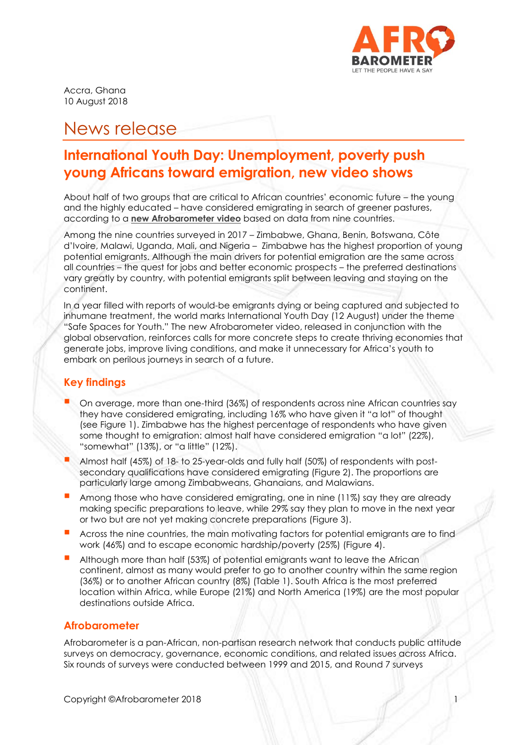Accra, Ghana
10 August 2018

# News release

## International Youth Day: Unemployment, poverty push young Africans toward emigration, new video shows

About half of two groups that are critical to African countries' economic future – the young and the highly educated – have considered emigrating in search of greener pastures, according to a **new Afrobarometer video** based on data from nine countries.

Among the nine countries surveyed in 2017 – Zimbabwe, Ghana, Benin, Botswana, Côte d'Ivoire, Malawi, Uganda, Mali, and Nigeria – Zimbabwe has the highest proportion of young potential emigrants. Although the main drivers for potential emigration are the same across all countries – the quest for jobs and better economic prospects – the preferred destinations vary greatly by country, with potential emigrants split between leaving and staying on the continent.

In a year filled with reports of would-be emigrants dying or being captured and subjected to inhumane treatment, the world marks International Youth Day (12 August) under the theme "Safe Spaces for Youth." The new Afrobarometer video, released in conjunction with the global observation, reinforces calls for more concrete steps to create thriving economies that generate jobs, improve living conditions, and make it unnecessary for Africa's youth to embark on perilous journeys in search of a future.

### Key findings

- On average, more than one-third (36%) of respondents across nine African countries say they have considered emigrating, including 16% who have given it "a lot" of thought (see Figure 1). Zimbabwe has the highest percentage of respondents who have given some thought to emigration: almost half have considered emigration "a lot" (22%), "somewhat" (13%), or "a little" (12%).
- Almost half (45%) of 18- to 25-year-olds and fully half (50%) of respondents with post-secondary qualifications have considered emigrating (Figure 2). The proportions are particularly large among Zimbabweans, Ghanaians, and Malawians.
- Among those who have considered emigrating, one in nine (11%) say they are already making specific preparations to leave, while 29% say they plan to move in the next year or two but are not yet making concrete preparations (Figure 3).
- Across the nine countries, the main motivating factors for potential emigrants are to find work (46%) and to escape economic hardship/poverty (25%) (Figure 4).
- Although more than half (53%) of potential emigrants want to leave the African continent, almost as many would prefer to go to another country within the same region (36%) or to another African country (8%) (Table 1). South Africa is the most preferred location within Africa, while Europe (21%) and North America (19%) are the most popular destinations outside Africa.

### Afrobarometer

Afrobarometer is a pan-African, non-partisan research network that conducts public attitude surveys on democracy, governance, economic conditions, and related issues across Africa. Six rounds of surveys were conducted between 1999 and 2015, and Round 7 surveys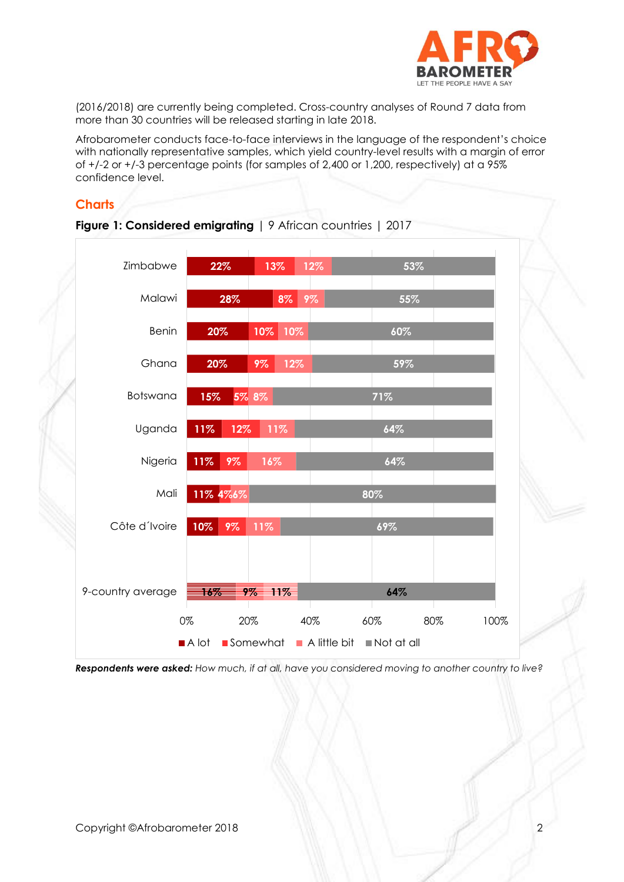(2016/2018) are currently being completed. Cross-country analyses of Round 7 data from more than 30 countries will be released starting in late 2018.

Afrobarometer conducts face-to-face interviews in the language of the respondent's choice with nationally representative samples, which yield country-level results with a margin of error of +/-2 or +/-3 percentage points (for samples of 2,400 or 1,200, respectively) at a 95% confidence level.

## Charts

**Figure 1: Considered emigrating** | 9 African countries | 2017

| Country | A lot | Somewhat | A little bit | Not at all |
|---|---|---|---|---|
| Zimbabwe | 22% | 13% | 12% | 53% |
| Malawi | 28% | 8% | 9% | 55% |
| Benin | 20% | 10% | 10% | 60% |
| Ghana | 20% | 9% | 12% | 59% |
| Botswana | 15% | 5% | 8% | 71% |
| Uganda | 11% | 12% | 11% | 64% |
| Nigeria | 11% | 9% | 16% | 64% |
| Mali | 11% | 4% | 6% | 80% |
| Côte d´Ivoire | 10% | 9% | 11% | 69% |
| 9-country average | 16% | 9% | 11% | 64% |

***Respondents were asked:*** *How much, if at all, have you considered moving to another country to live?*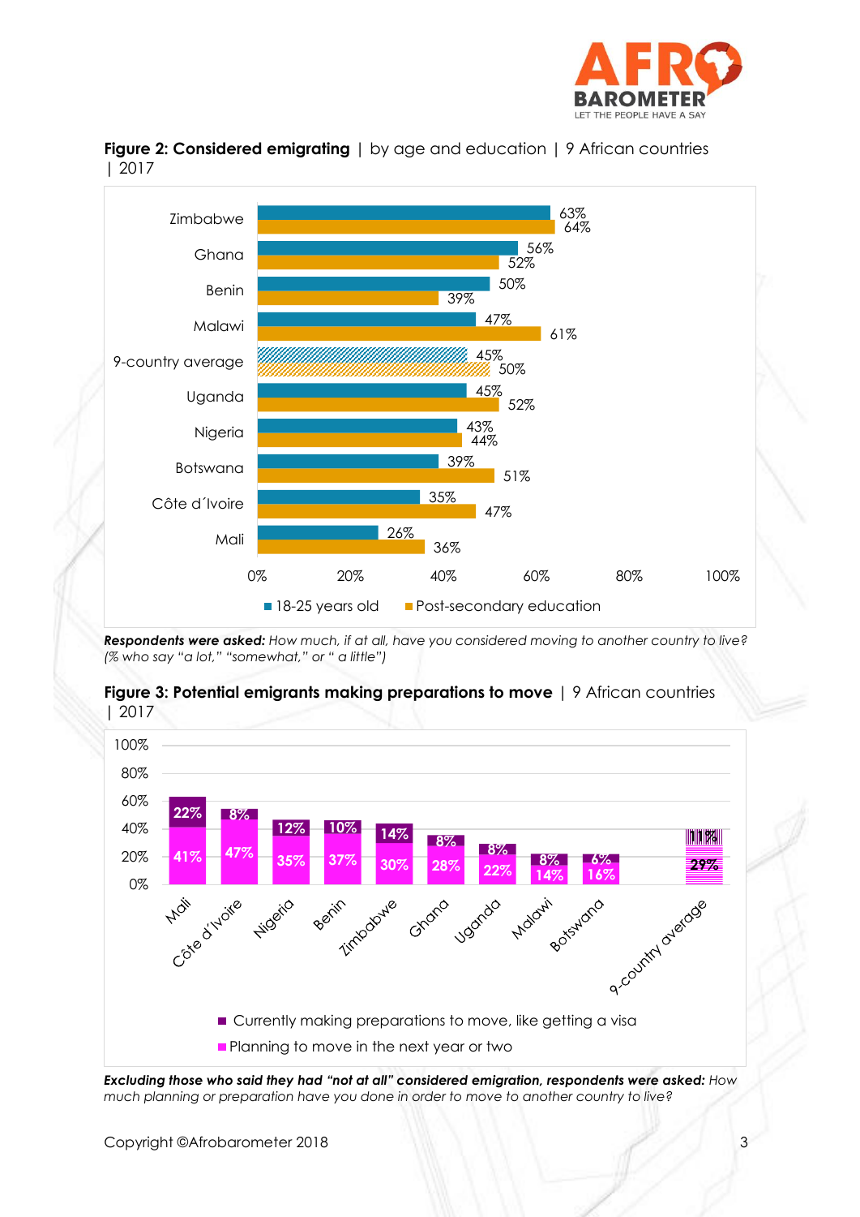**Figure 2: Considered emigrating** | by age and education | 9 African countries | 2017

| Country | 18-25 years old | Post-secondary education |
| --- | --- | --- |
| Zimbabwe | 63% | 64% |
| Ghana | 56% | 52% |
| Benin | 50% | 39% |
| Malawi | 47% | 61% |
| 9-country average | 45% | 50% |
| Uganda | 45% | 52% |
| Nigeria | 43% | 44% |
| Botswana | 39% | 51% |
| Côte d´Ivoire | 35% | 47% |
| Mali | 26% | 36% |

***Respondents were asked:*** *How much, if at all, have you considered moving to another country to live? (% who say "a lot," "somewhat," or " a little")*

**Figure 3: Potential emigrants making preparations to move** | 9 African countries | 2017

| Country | Planning to move in the next year or two | Currently making preparations to move, like getting a visa |
| --- | --- | --- |
| Mali | 41% | 22% |
| Côte d'Ivoire | 47% | 8% |
| Nigeria | 35% | 12% |
| Benin | 37% | 10% |
| Zimbabwe | 30% | 14% |
| Ghana | 28% | 8% |
| Uganda | 22% | 8% |
| Malawi | 14% | 8% |
| Botswana | 16% | 6% |
| 9-country average | 29% | 11% |

***Excluding those who said they had "not at all" considered emigration, respondents were asked:*** *How much planning or preparation have you done in order to move to another country to live?*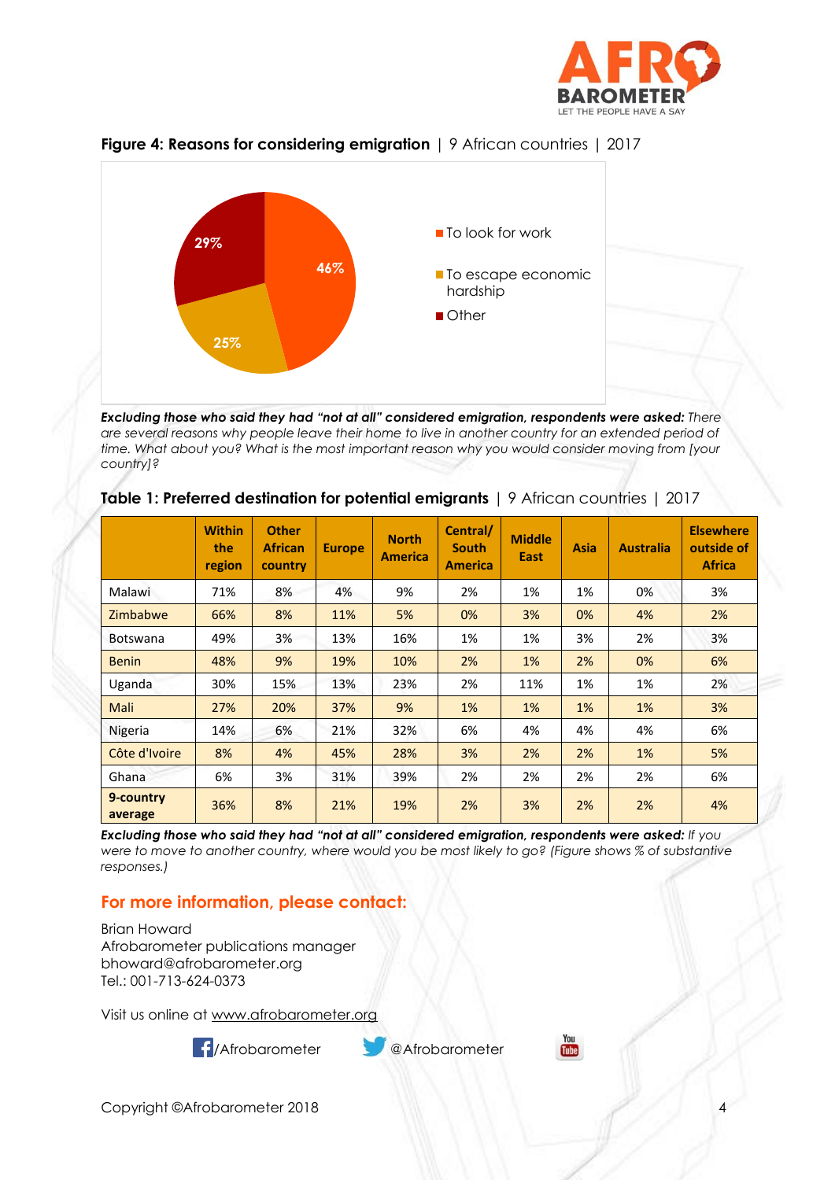**Figure 4: Reasons for considering emigration** | 9 African countries | 2017

29%

46%

25%

To look for work

To escape economic hardship

Other

***Excluding those who said they had "not at all" considered emigration, respondents were asked:*** *There are several reasons why people leave their home to live in another country for an extended period of time. What about you? What is the most important reason why you would consider moving from [your country]?*

**Table 1: Preferred destination for potential emigrants** | 9 African countries | 2017

| | Within the region | Other African country | Europe | North America | Central/ South America | Middle East | Asia | Australia | Elsewhere outside of Africa |
|---|---|---|---|---|---|---|---|---|---|
| Malawi | 71% | 8% | 4% | 9% | 2% | 1% | 1% | 0% | 3% |
| Zimbabwe | 66% | 8% | 11% | 5% | 0% | 3% | 0% | 4% | 2% |
| Botswana | 49% | 3% | 13% | 16% | 1% | 1% | 3% | 2% | 3% |
| Benin | 48% | 9% | 19% | 10% | 2% | 1% | 2% | 0% | 6% |
| Uganda | 30% | 15% | 13% | 23% | 2% | 11% | 1% | 1% | 2% |
| Mali | 27% | 20% | 37% | 9% | 1% | 1% | 1% | 1% | 3% |
| Nigeria | 14% | 6% | 21% | 32% | 6% | 4% | 4% | 4% | 6% |
| Côte d'Ivoire | 8% | 4% | 45% | 28% | 3% | 2% | 2% | 1% | 5% |
| Ghana | 6% | 3% | 31% | 39% | 2% | 2% | 2% | 2% | 6% |
| **9-country average** | 36% | 8% | 21% | 19% | 2% | 3% | 2% | 2% | 4% |

***Excluding those who said they had "not at all" considered emigration, respondents were asked:*** *If you were to move to another country, where would you be most likely to go? (Figure shows % of substantive responses.)*

## For more information, please contact:

Brian Howard
Afrobarometer publications manager
bhoward@afrobarometer.org
Tel.: 001-713-624-0373

Visit us online at www.afrobarometer.org

/Afrobarometer @Afrobarometer

Copyright ©Afrobarometer 2018